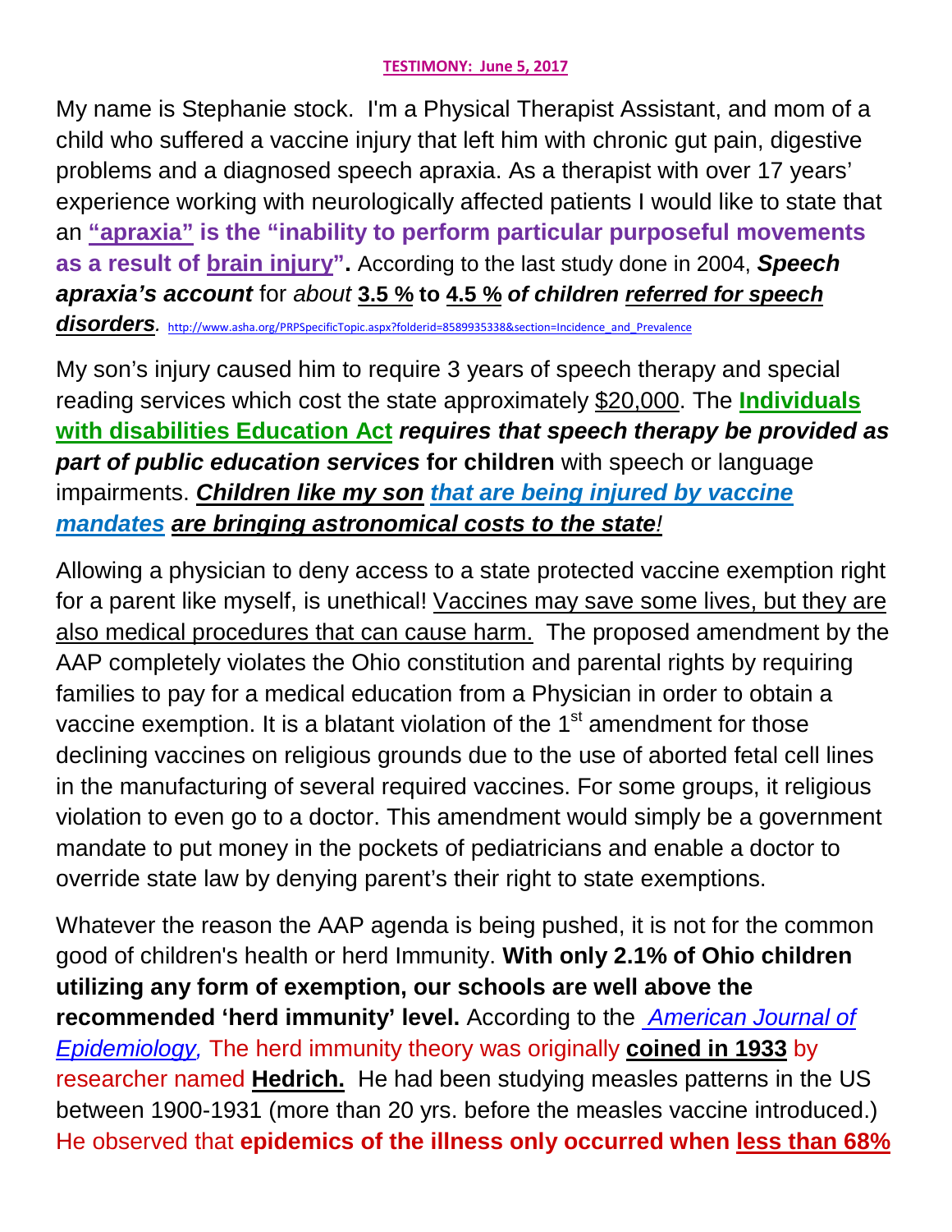**TESTIMONY: June 5, 2017**

My name is Stephanie stock. I'm a Physical Therapist Assistant, and mom of a child who suffered a vaccine injury that left him with chronic gut pain, digestive problems and a diagnosed speech apraxia. As a therapist with over 17 years' experience working with neurologically affected patients I would like to state that an **"apraxia" is the "inability to perform particular purposeful movements as a result of brain injury".** According to the last study done in 2004, ***Speech apraxia's account*** for *about* **3.5 % to 4.5 %** ***of children referred for speech disorders***. http://www.asha.org/PRPSpecificTopic.aspx?folderid=8589935338&section=Incidence_and_Prevalence

My son's injury caused him to require 3 years of speech therapy and special reading services which cost the state approximately $20,000. The **Individuals with disabilities Education Act** ***requires that speech therapy be provided as part of public education services*** **for children** with speech or language impairments. ***Children like my son that are being injured by vaccine mandates are bringing astronomical costs to the state!***

Allowing a physician to deny access to a state protected vaccine exemption right for a parent like myself, is unethical! Vaccines may save some lives, but they are also medical procedures that can cause harm. The proposed amendment by the AAP completely violates the Ohio constitution and parental rights by requiring families to pay for a medical education from a Physician in order to obtain a vaccine exemption. It is a blatant violation of the 1st amendment for those declining vaccines on religious grounds due to the use of aborted fetal cell lines in the manufacturing of several required vaccines. For some groups, it religious violation to even go to a doctor. This amendment would simply be a government mandate to put money in the pockets of pediatricians and enable a doctor to override state law by denying parent's their right to state exemptions.

Whatever the reason the AAP agenda is being pushed, it is not for the common good of children's health or herd Immunity. **With only 2.1% of Ohio children utilizing any form of exemption, our schools are well above the recommended 'herd immunity' level.** According to the *American Journal of Epidemiology*, The herd immunity theory was originally **coined in 1933** by researcher named **Hedrich.** He had been studying measles patterns in the US between 1900-1931 (more than 20 yrs. before the measles vaccine introduced.) He observed that **epidemics of the illness only occurred when less than 68%**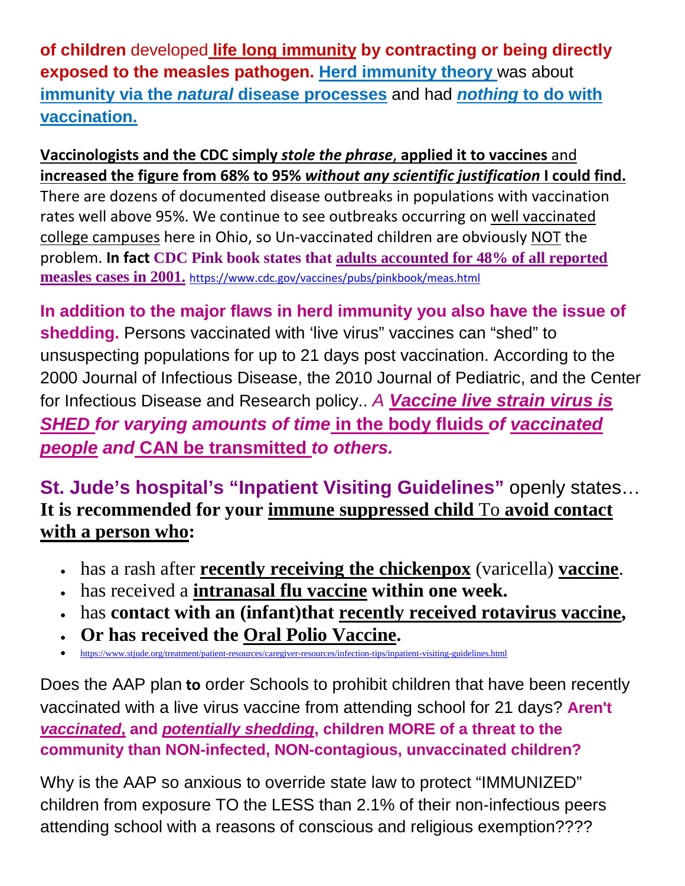**of children** developed **life long immunity by contracting or being directly exposed to the measles pathogen.** **Herd immunity theory** was about **immunity via the *natural* disease processes** and had ***nothing* to do with vaccination.**

**Vaccinologists and the CDC simply *stole the phrase*, applied it to vaccines** and **increased the figure from 68% to 95% *without any scientific justification* I could find.** There are dozens of documented disease outbreaks in populations with vaccination rates well above 95%. We continue to see outbreaks occurring on well vaccinated college campuses here in Ohio, so Un-vaccinated children are obviously NOT the problem. **In fact CDC Pink book states that adults accounted for 48% of all reported measles cases in 2001.** https://www.cdc.gov/vaccines/pubs/pinkbook/meas.html

**In addition to the major flaws in herd immunity you also have the issue of shedding.** Persons vaccinated with 'live virus" vaccines can "shed" to unsuspecting populations for up to 21 days post vaccination. According to the 2000 Journal of Infectious Disease, the 2010 Journal of Pediatric, and the Center for Infectious Disease and Research policy.. ***A Vaccine live strain virus is SHED for varying amounts of time in the body fluids of vaccinated people and CAN be transmitted to others.***

**St. Jude's hospital's "Inpatient Visiting Guidelines"** openly states… **It is recommended for your immune suppressed child** To **avoid contact with a person who:**

- has a rash after **recently receiving the chickenpox** (varicella) **vaccine**.
- has received a **intranasal flu vaccine within one week.**
- has **contact with an (infant)that recently received rotavirus vaccine,**
- **Or has received the Oral Polio Vaccine.**
- https://www.stjude.org/treatment/patient-resources/caregiver-resources/infection-tips/inpatient-visiting-guidelines.html

Does the AAP plan **to** order Schools to prohibit children that have been recently vaccinated with a live virus vaccine from attending school for 21 days? **Aren't *vaccinated*, and *potentially shedding*, children MORE of a threat to the community than NON-infected, NON-contagious, unvaccinated children?**

Why is the AAP so anxious to override state law to protect "IMMUNIZED" children from exposure TO the LESS than 2.1% of their non-infectious peers attending school with a reasons of conscious and religious exemption????